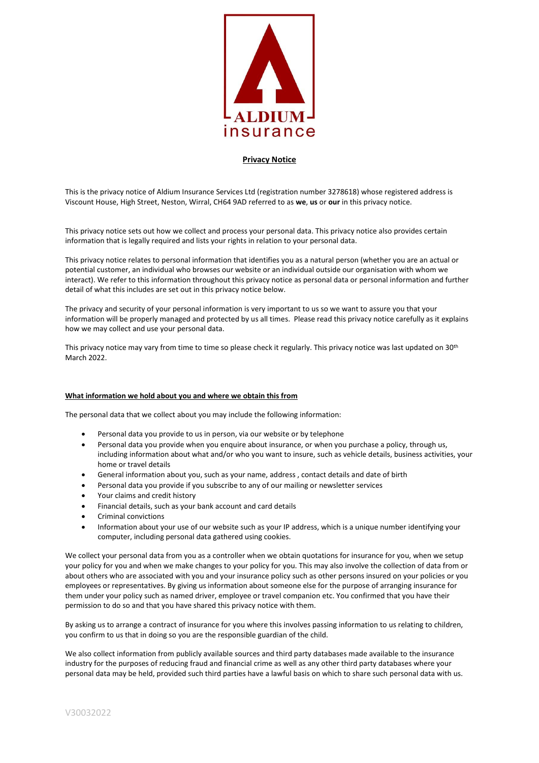ALDIUM insurance

# Privacy Notice

This is the privacy notice of Aldium Insurance Services Ltd (registration number 3278618) whose registered address is Viscount House, High Street, Neston, Wirral, CH64 9AD referred to as **we**, **us** or **our** in this privacy notice.

This privacy notice sets out how we collect and process your personal data. This privacy notice also provides certain information that is legally required and lists your rights in relation to your personal data.

This privacy notice relates to personal information that identifies you as a natural person (whether you are an actual or potential customer, an individual who browses our website or an individual outside our organisation with whom we interact). We refer to this information throughout this privacy notice as personal data or personal information and further detail of what this includes are set out in this privacy notice below.

The privacy and security of your personal information is very important to us so we want to assure you that your information will be properly managed and protected by us all times. Please read this privacy notice carefully as it explains how we may collect and use your personal data.

This privacy notice may vary from time to time so please check it regularly. This privacy notice was last updated on 30th March 2022.

## What information we hold about you and where we obtain this from

The personal data that we collect about you may include the following information:

- Personal data you provide to us in person, via our website or by telephone
- Personal data you provide when you enquire about insurance, or when you purchase a policy, through us, including information about what and/or who you want to insure, such as vehicle details, business activities, your home or travel details
- General information about you, such as your name, address , contact details and date of birth
- Personal data you provide if you subscribe to any of our mailing or newsletter services
- Your claims and credit history
- Financial details, such as your bank account and card details
- Criminal convictions
- Information about your use of our website such as your IP address, which is a unique number identifying your computer, including personal data gathered using cookies.

We collect your personal data from you as a controller when we obtain quotations for insurance for you, when we setup your policy for you and when we make changes to your policy for you. This may also involve the collection of data from or about others who are associated with you and your insurance policy such as other persons insured on your policies or you employees or representatives. By giving us information about someone else for the purpose of arranging insurance for them under your policy such as named driver, employee or travel companion etc. You confirmed that you have their permission to do so and that you have shared this privacy notice with them.

By asking us to arrange a contract of insurance for you where this involves passing information to us relating to children, you confirm to us that in doing so you are the responsible guardian of the child.

We also collect information from publicly available sources and third party databases made available to the insurance industry for the purposes of reducing fraud and financial crime as well as any other third party databases where your personal data may be held, provided such third parties have a lawful basis on which to share such personal data with us.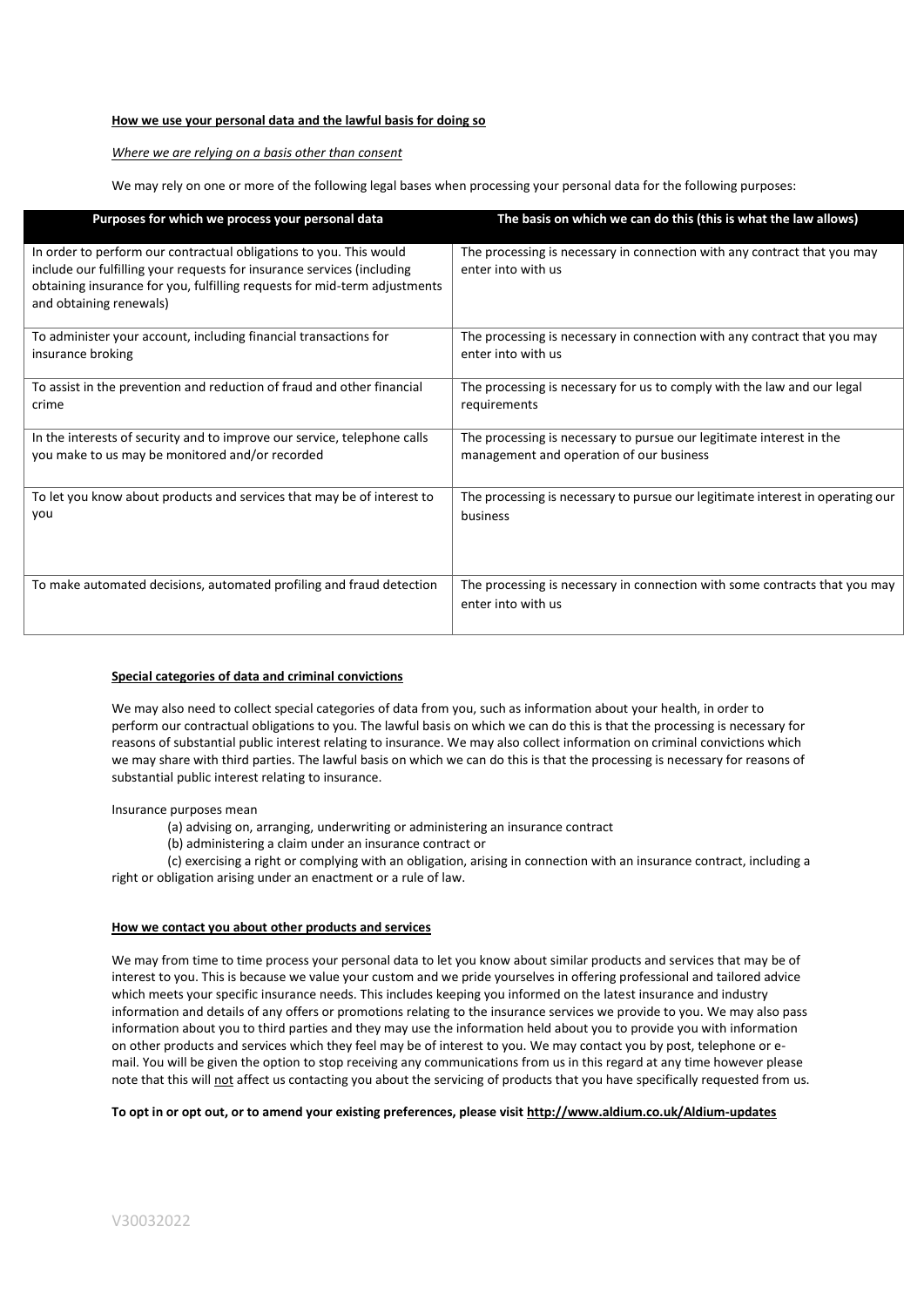**How we use your personal data and the lawful basis for doing so**

*Where we are relying on a basis other than consent*

We may rely on one or more of the following legal bases when processing your personal data for the following purposes:

| Purposes for which we process your personal data | The basis on which we can do this (this is what the law allows) |
|---|---|
| In order to perform our contractual obligations to you. This would include our fulfilling your requests for insurance services (including obtaining insurance for you, fulfilling requests for mid-term adjustments and obtaining renewals) | The processing is necessary in connection with any contract that you may enter into with us |
| To administer your account, including financial transactions for insurance broking | The processing is necessary in connection with any contract that you may enter into with us |
| To assist in the prevention and reduction of fraud and other financial crime | The processing is necessary for us to comply with the law and our legal requirements |
| In the interests of security and to improve our service, telephone calls you make to us may be monitored and/or recorded | The processing is necessary to pursue our legitimate interest in the management and operation of our business |
| To let you know about products and services that may be of interest to you | The processing is necessary to pursue our legitimate interest in operating our business |
| To make automated decisions, automated profiling and fraud detection | The processing is necessary in connection with some contracts that you may enter into with us |

**Special categories of data and criminal convictions**

We may also need to collect special categories of data from you, such as information about your health, in order to perform our contractual obligations to you. The lawful basis on which we can do this is that the processing is necessary for reasons of substantial public interest relating to insurance. We may also collect information on criminal convictions which we may share with third parties. The lawful basis on which we can do this is that the processing is necessary for reasons of substantial public interest relating to insurance.

Insurance purposes mean

(a) advising on, arranging, underwriting or administering an insurance contract

(b) administering a claim under an insurance contract or

(c) exercising a right or complying with an obligation, arising in connection with an insurance contract, including a right or obligation arising under an enactment or a rule of law.

**How we contact you about other products and services**

We may from time to time process your personal data to let you know about similar products and services that may be of interest to you. This is because we value your custom and we pride yourselves in offering professional and tailored advice which meets your specific insurance needs. This includes keeping you informed on the latest insurance and industry information and details of any offers or promotions relating to the insurance services we provide to you. We may also pass information about you to third parties and they may use the information held about you to provide you with information on other products and services which they feel may be of interest to you. We may contact you by post, telephone or e-mail. You will be given the option to stop receiving any communications from us in this regard at any time however please note that this will not affect us contacting you about the servicing of products that you have specifically requested from us.

**To opt in or opt out, or to amend your existing preferences, please visit http://www.aldium.co.uk/Aldium-updates**

V30032022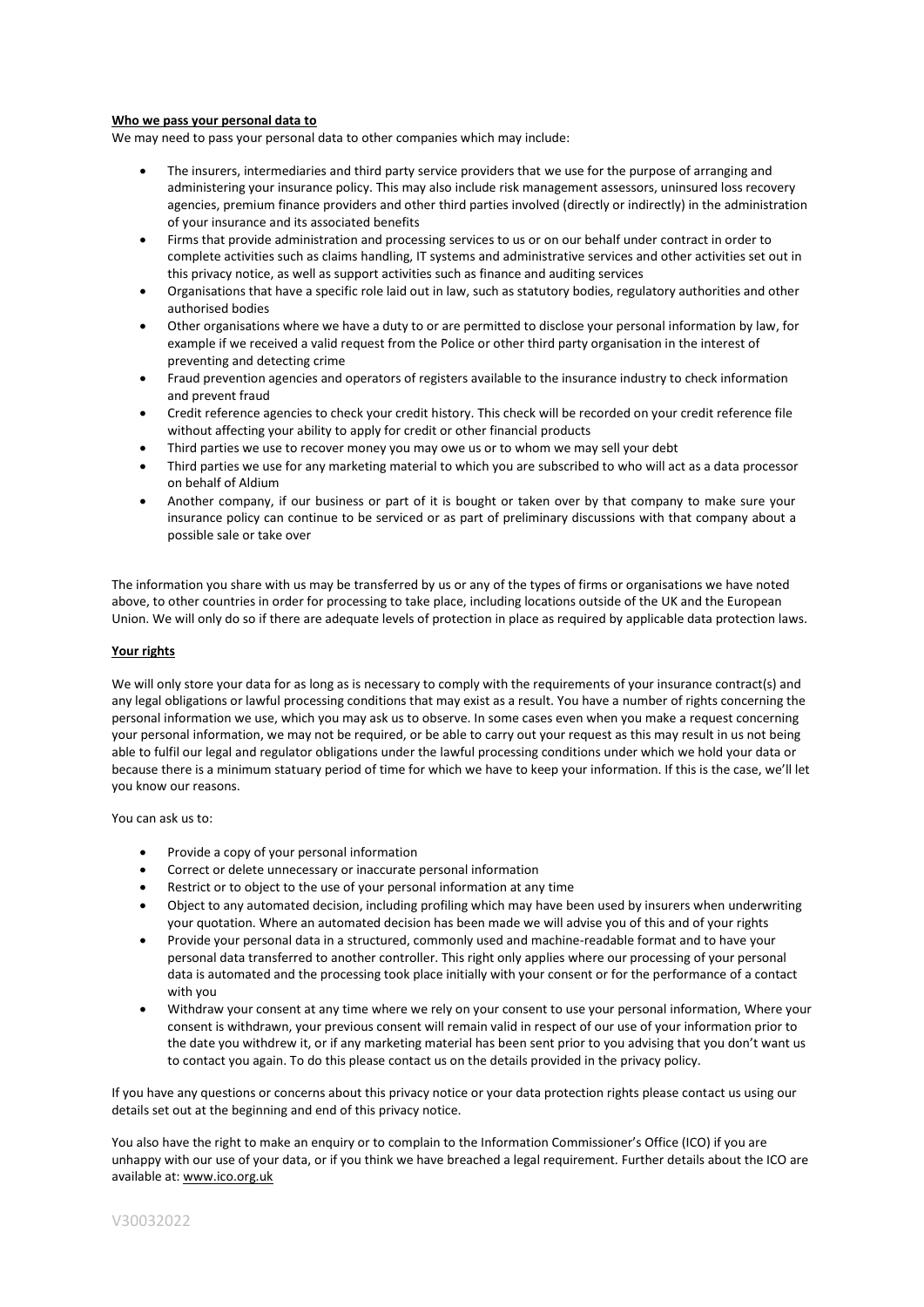**Who we pass your personal data to**

We may need to pass your personal data to other companies which may include:

- The insurers, intermediaries and third party service providers that we use for the purpose of arranging and administering your insurance policy. This may also include risk management assessors, uninsured loss recovery agencies, premium finance providers and other third parties involved (directly or indirectly) in the administration of your insurance and its associated benefits
- Firms that provide administration and processing services to us or on our behalf under contract in order to complete activities such as claims handling, IT systems and administrative services and other activities set out in this privacy notice, as well as support activities such as finance and auditing services
- Organisations that have a specific role laid out in law, such as statutory bodies, regulatory authorities and other authorised bodies
- Other organisations where we have a duty to or are permitted to disclose your personal information by law, for example if we received a valid request from the Police or other third party organisation in the interest of preventing and detecting crime
- Fraud prevention agencies and operators of registers available to the insurance industry to check information and prevent fraud
- Credit reference agencies to check your credit history. This check will be recorded on your credit reference file without affecting your ability to apply for credit or other financial products
- Third parties we use to recover money you may owe us or to whom we may sell your debt
- Third parties we use for any marketing material to which you are subscribed to who will act as a data processor on behalf of Aldium
- Another company, if our business or part of it is bought or taken over by that company to make sure your insurance policy can continue to be serviced or as part of preliminary discussions with that company about a possible sale or take over

The information you share with us may be transferred by us or any of the types of firms or organisations we have noted above, to other countries in order for processing to take place, including locations outside of the UK and the European Union. We will only do so if there are adequate levels of protection in place as required by applicable data protection laws.

**Your rights**

We will only store your data for as long as is necessary to comply with the requirements of your insurance contract(s) and any legal obligations or lawful processing conditions that may exist as a result. You have a number of rights concerning the personal information we use, which you may ask us to observe. In some cases even when you make a request concerning your personal information, we may not be required, or be able to carry out your request as this may result in us not being able to fulfil our legal and regulator obligations under the lawful processing conditions under which we hold your data or because there is a minimum statuary period of time for which we have to keep your information. If this is the case, we'll let you know our reasons.

You can ask us to:

- Provide a copy of your personal information
- Correct or delete unnecessary or inaccurate personal information
- Restrict or to object to the use of your personal information at any time
- Object to any automated decision, including profiling which may have been used by insurers when underwriting your quotation. Where an automated decision has been made we will advise you of this and of your rights
- Provide your personal data in a structured, commonly used and machine-readable format and to have your personal data transferred to another controller. This right only applies where our processing of your personal data is automated and the processing took place initially with your consent or for the performance of a contact with you
- Withdraw your consent at any time where we rely on your consent to use your personal information, Where your consent is withdrawn, your previous consent will remain valid in respect of our use of your information prior to the date you withdrew it, or if any marketing material has been sent prior to you advising that you don't want us to contact you again. To do this please contact us on the details provided in the privacy policy.

If you have any questions or concerns about this privacy notice or your data protection rights please contact us using our details set out at the beginning and end of this privacy notice.

You also have the right to make an enquiry or to complain to the Information Commissioner's Office (ICO) if you are unhappy with our use of your data, or if you think we have breached a legal requirement. Further details about the ICO are available at: www.ico.org.uk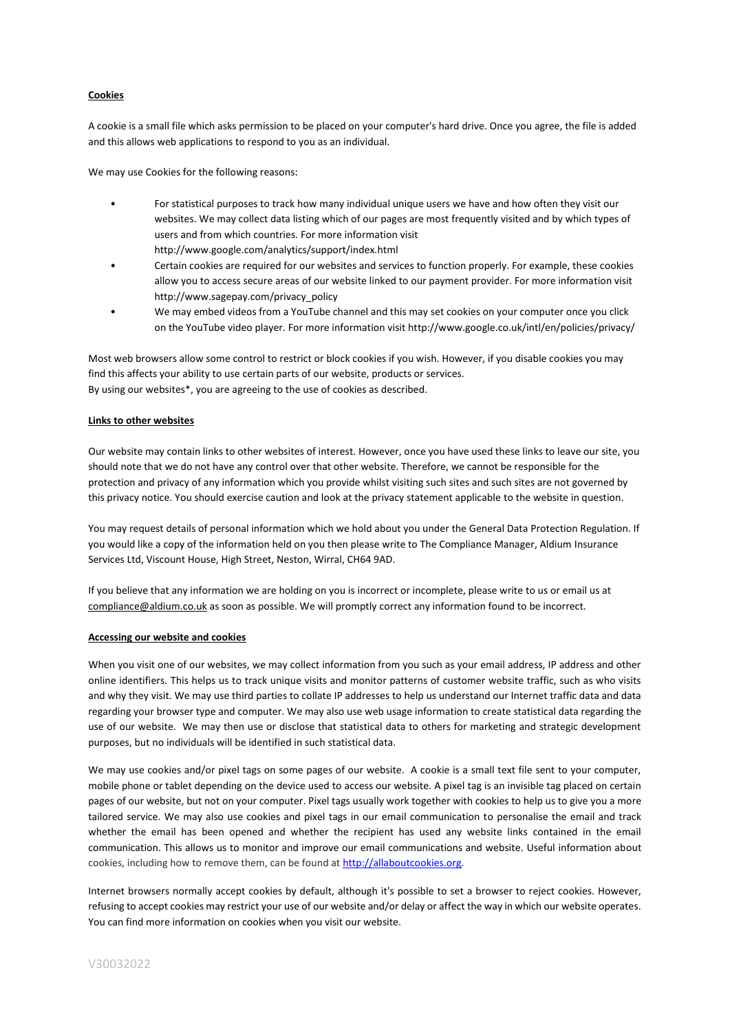**Cookies**

A cookie is a small file which asks permission to be placed on your computer's hard drive. Once you agree, the file is added and this allows web applications to respond to you as an individual.

We may use Cookies for the following reasons:

- For statistical purposes to track how many individual unique users we have and how often they visit our websites. We may collect data listing which of our pages are most frequently visited and by which types of users and from which countries. For more information visit http://www.google.com/analytics/support/index.html
- Certain cookies are required for our websites and services to function properly. For example, these cookies allow you to access secure areas of our website linked to our payment provider. For more information visit http://www.sagepay.com/privacy_policy
- We may embed videos from a YouTube channel and this may set cookies on your computer once you click on the YouTube video player. For more information visit http://www.google.co.uk/intl/en/policies/privacy/

Most web browsers allow some control to restrict or block cookies if you wish. However, if you disable cookies you may find this affects your ability to use certain parts of our website, products or services.
By using our websites*, you are agreeing to the use of cookies as described.

**Links to other websites**

Our website may contain links to other websites of interest. However, once you have used these links to leave our site, you should note that we do not have any control over that other website. Therefore, we cannot be responsible for the protection and privacy of any information which you provide whilst visiting such sites and such sites are not governed by this privacy notice. You should exercise caution and look at the privacy statement applicable to the website in question.

You may request details of personal information which we hold about you under the General Data Protection Regulation. If you would like a copy of the information held on you then please write to The Compliance Manager, Aldium Insurance Services Ltd, Viscount House, High Street, Neston, Wirral, CH64 9AD.

If you believe that any information we are holding on you is incorrect or incomplete, please write to us or email us at compliance@aldium.co.uk as soon as possible. We will promptly correct any information found to be incorrect.

**Accessing our website and cookies**

When you visit one of our websites, we may collect information from you such as your email address, IP address and other online identifiers. This helps us to track unique visits and monitor patterns of customer website traffic, such as who visits and why they visit. We may use third parties to collate IP addresses to help us understand our Internet traffic data and data regarding your browser type and computer. We may also use web usage information to create statistical data regarding the use of our website. We may then use or disclose that statistical data to others for marketing and strategic development purposes, but no individuals will be identified in such statistical data.

We may use cookies and/or pixel tags on some pages of our website. A cookie is a small text file sent to your computer, mobile phone or tablet depending on the device used to access our website. A pixel tag is an invisible tag placed on certain pages of our website, but not on your computer. Pixel tags usually work together with cookies to help us to give you a more tailored service. We may also use cookies and pixel tags in our email communication to personalise the email and track whether the email has been opened and whether the recipient has used any website links contained in the email communication. This allows us to monitor and improve our email communications and website. Useful information about cookies, including how to remove them, can be found at http://allaboutcookies.org.

Internet browsers normally accept cookies by default, although it's possible to set a browser to reject cookies. However, refusing to accept cookies may restrict your use of our website and/or delay or affect the way in which our website operates. You can find more information on cookies when you visit our website.

V30032022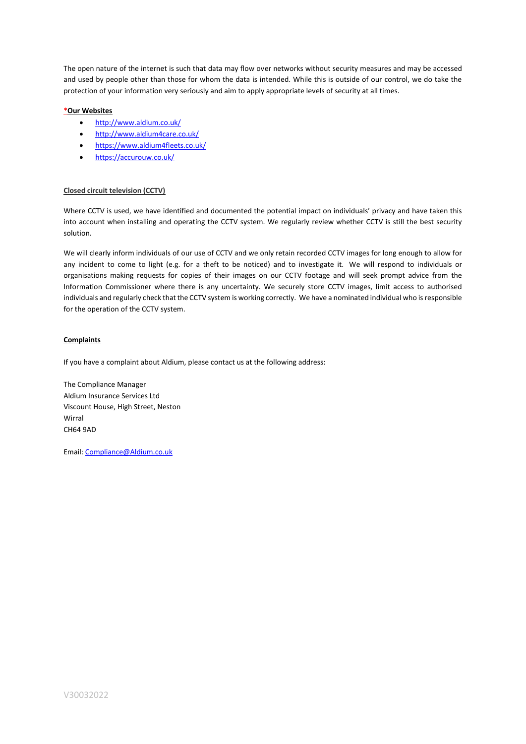The open nature of the internet is such that data may flow over networks without security measures and may be accessed and used by people other than those for whom the data is intended. While this is outside of our control, we do take the protection of your information very seriously and aim to apply appropriate levels of security at all times.

**\*Our Websites**

- http://www.aldium.co.uk/
- http://www.aldium4care.co.uk/
- https://www.aldium4fleets.co.uk/
- https://accurouw.co.uk/

**Closed circuit television (CCTV)**

Where CCTV is used, we have identified and documented the potential impact on individuals' privacy and have taken this into account when installing and operating the CCTV system. We regularly review whether CCTV is still the best security solution.

We will clearly inform individuals of our use of CCTV and we only retain recorded CCTV images for long enough to allow for any incident to come to light (e.g. for a theft to be noticed) and to investigate it. We will respond to individuals or organisations making requests for copies of their images on our CCTV footage and will seek prompt advice from the Information Commissioner where there is any uncertainty. We securely store CCTV images, limit access to authorised individuals and regularly check that the CCTV system is working correctly. We have a nominated individual who is responsible for the operation of the CCTV system.

**Complaints**

If you have a complaint about Aldium, please contact us at the following address:

The Compliance Manager
Aldium Insurance Services Ltd
Viscount House, High Street, Neston
Wirral
CH64 9AD

Email: Compliance@Aldium.co.uk

V30032022